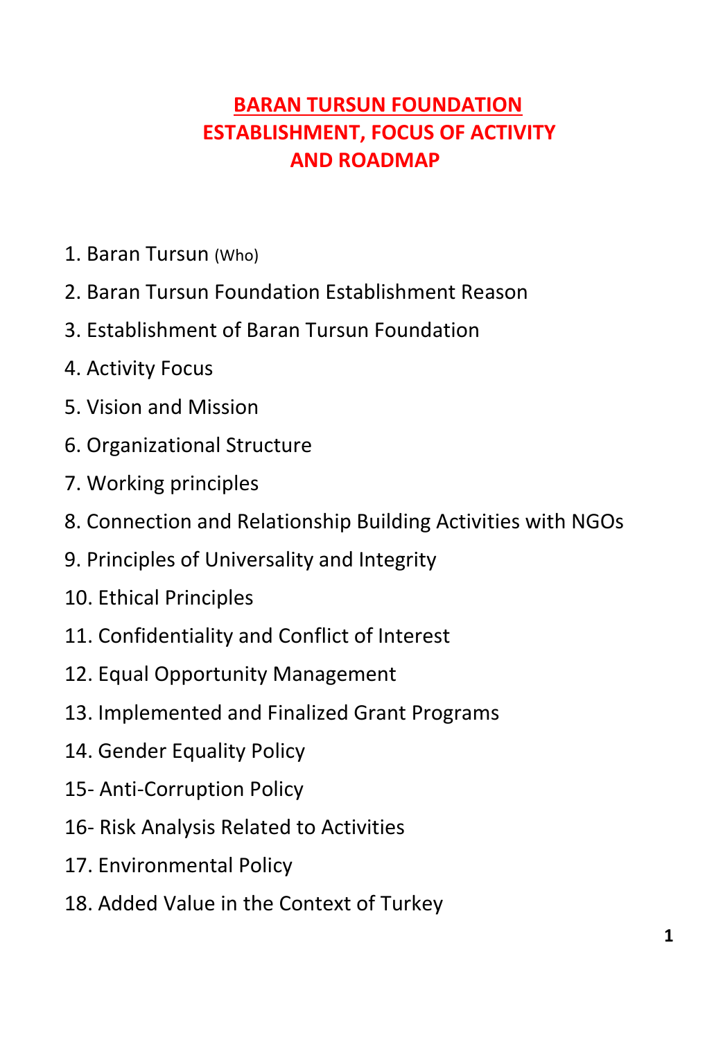# BARAN TURSUN FOUNDATION
# ESTABLISHMENT, FOCUS OF ACTIVITY AND ROADMAP

1. Baran Tursun (Who)
2. Baran Tursun Foundation Establishment Reason
3. Establishment of Baran Tursun Foundation
4. Activity Focus
5. Vision and Mission
6. Organizational Structure
7. Working principles
8. Connection and Relationship Building Activities with NGOs
9. Principles of Universality and Integrity
10. Ethical Principles
11. Confidentiality and Conflict of Interest
12. Equal Opportunity Management
13. Implemented and Finalized Grant Programs
14. Gender Equality Policy

15- Anti-Corruption Policy

16- Risk Analysis Related to Activities

17. Environmental Policy
18. Added Value in the Context of Turkey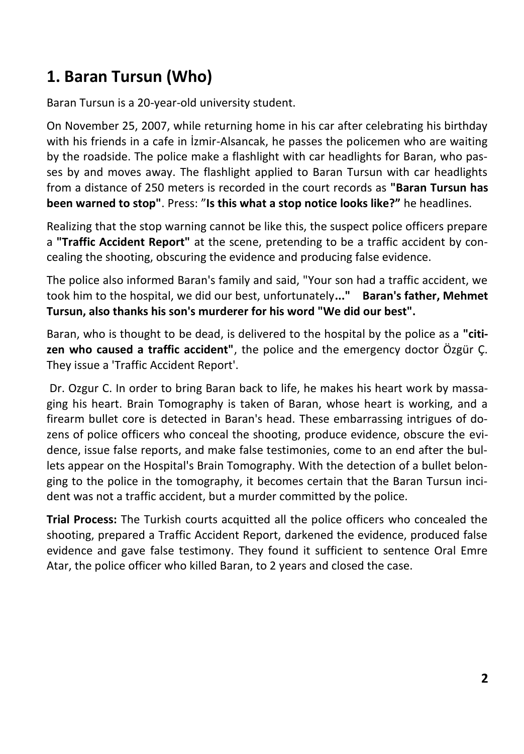## 1. Baran Tursun (Who)

Baran Tursun is a 20-year-old university student.

On November 25, 2007, while returning home in his car after celebrating his birthday with his friends in a cafe in İzmir-Alsancak, he passes the policemen who are waiting by the roadside. The police make a flashlight with car headlights for Baran, who passes by and moves away. The flashlight applied to Baran Tursun with car headlights from a distance of 250 meters is recorded in the court records as **"Baran Tursun has been warned to stop"**. Press: ”**Is this what a stop notice looks like?”** he headlines.

Realizing that the stop warning cannot be like this, the suspect police officers prepare a **"Traffic Accident Report"** at the scene, pretending to be a traffic accident by concealing the shooting, obscuring the evidence and producing false evidence.

The police also informed Baran's family and said, "Your son had a traffic accident, we took him to the hospital, we did our best, unfortunately**..." Baran's father, Mehmet Tursun, also thanks his son's murderer for his word "We did our best".**

Baran, who is thought to be dead, is delivered to the hospital by the police as a **"citizen who caused a traffic accident"**, the police and the emergency doctor Özgür Ç. They issue a 'Traffic Accident Report'.

Dr. Ozgur C. In order to bring Baran back to life, he makes his heart work by massaging his heart. Brain Tomography is taken of Baran, whose heart is working, and a firearm bullet core is detected in Baran's head. These embarrassing intrigues of dozens of police officers who conceal the shooting, produce evidence, obscure the evidence, issue false reports, and make false testimonies, come to an end after the bullets appear on the Hospital's Brain Tomography. With the detection of a bullet belonging to the police in the tomography, it becomes certain that the Baran Tursun incident was not a traffic accident, but a murder committed by the police.

**Trial Process:** The Turkish courts acquitted all the police officers who concealed the shooting, prepared a Traffic Accident Report, darkened the evidence, produced false evidence and gave false testimony. They found it sufficient to sentence Oral Emre Atar, the police officer who killed Baran, to 2 years and closed the case.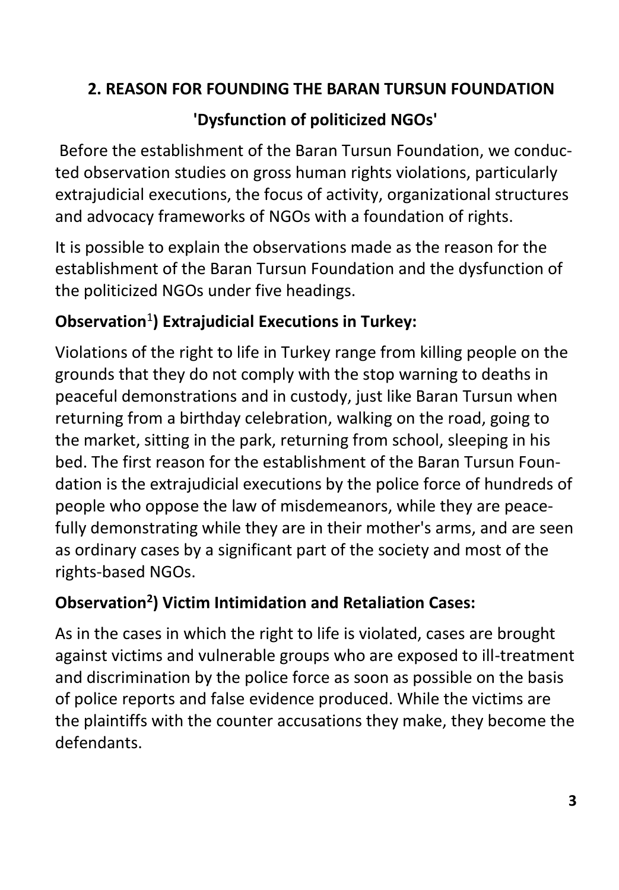## 2. REASON FOR FOUNDING THE BARAN TURSUN FOUNDATION

### 'Dysfunction of politicized NGOs'

Before the establishment of the Baran Tursun Foundation, we conducted observation studies on gross human rights violations, particularly extrajudicial executions, the focus of activity, organizational structures and advocacy frameworks of NGOs with a foundation of rights.

It is possible to explain the observations made as the reason for the establishment of the Baran Tursun Foundation and the dysfunction of the politicized NGOs under five headings.

**Observation[1]) Extrajudicial Executions in Turkey:**

Violations of the right to life in Turkey range from killing people on the grounds that they do not comply with the stop warning to deaths in peaceful demonstrations and in custody, just like Baran Tursun when returning from a birthday celebration, walking on the road, going to the market, sitting in the park, returning from school, sleeping in his bed. The first reason for the establishment of the Baran Tursun Foundation is the extrajudicial executions by the police force of hundreds of people who oppose the law of misdemeanors, while they are peacefully demonstrating while they are in their mother's arms, and are seen as ordinary cases by a significant part of the society and most of the rights-based NGOs.

**Observation[2]) Victim Intimidation and Retaliation Cases:**

As in the cases in which the right to life is violated, cases are brought against victims and vulnerable groups who are exposed to ill-treatment and discrimination by the police force as soon as possible on the basis of police reports and false evidence produced. While the victims are the plaintiffs with the counter accusations they make, they become the defendants.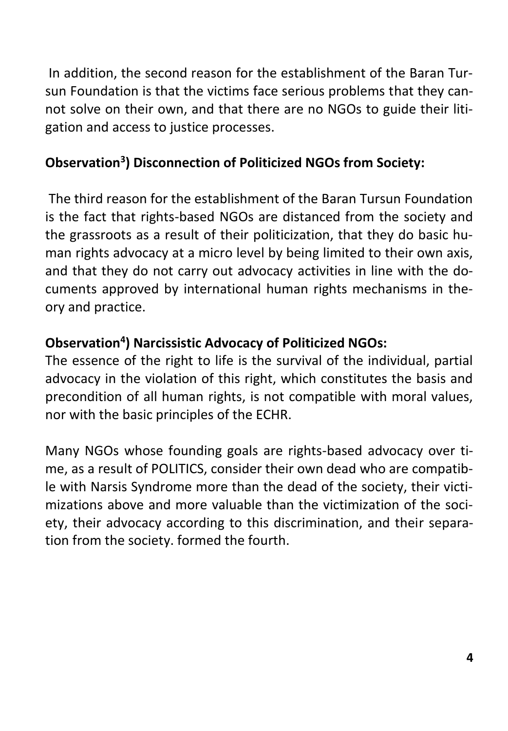In addition, the second reason for the establishment of the Baran Tursun Foundation is that the victims face serious problems that they cannot solve on their own, and that there are no NGOs to guide their litigation and access to justice processes.

**Observation[3]) Disconnection of Politicized NGOs from Society:**

The third reason for the establishment of the Baran Tursun Foundation is the fact that rights-based NGOs are distanced from the society and the grassroots as a result of their politicization, that they do basic human rights advocacy at a micro level by being limited to their own axis, and that they do not carry out advocacy activities in line with the documents approved by international human rights mechanisms in theory and practice.

**Observation[4]) Narcissistic Advocacy of Politicized NGOs:**

The essence of the right to life is the survival of the individual, partial advocacy in the violation of this right, which constitutes the basis and precondition of all human rights, is not compatible with moral values, nor with the basic principles of the ECHR.

Many NGOs whose founding goals are rights-based advocacy over time, as a result of POLITICS, consider their own dead who are compatible with Narsis Syndrome more than the dead of the society, their victimizations above and more valuable than the victimization of the society, their advocacy according to this discrimination, and their separation from the society. formed the fourth.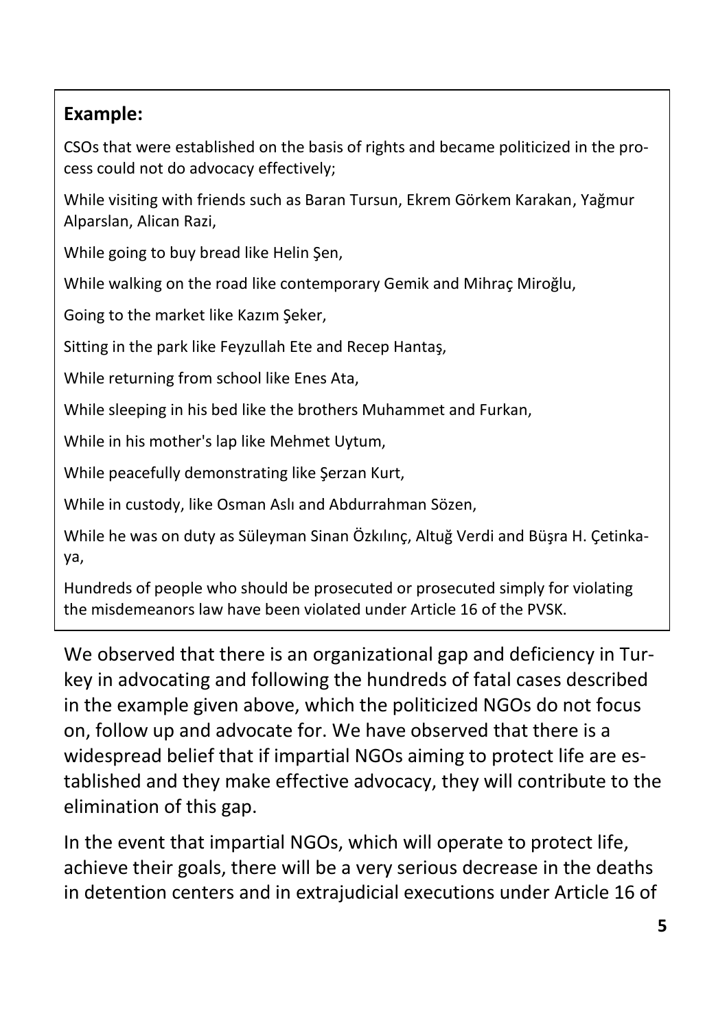**Example:**

CSOs that were established on the basis of rights and became politicized in the process could not do advocacy effectively;

While visiting with friends such as Baran Tursun, Ekrem Görkem Karakan, Yağmur Alparslan, Alican Razi,

While going to buy bread like Helin Şen,

While walking on the road like contemporary Gemik and Mihraç Miroğlu,

Going to the market like Kazım Şeker,

Sitting in the park like Feyzullah Ete and Recep Hantaş,

While returning from school like Enes Ata,

While sleeping in his bed like the brothers Muhammet and Furkan,

While in his mother's lap like Mehmet Uytum,

While peacefully demonstrating like Şerzan Kurt,

While in custody, like Osman Aslı and Abdurrahman Sözen,

While he was on duty as Süleyman Sinan Özkılınç, Altuğ Verdi and Büşra H. Çetinkaya,

Hundreds of people who should be prosecuted or prosecuted simply for violating the misdemeanors law have been violated under Article 16 of the PVSK.

We observed that there is an organizational gap and deficiency in Turkey in advocating and following the hundreds of fatal cases described in the example given above, which the politicized NGOs do not focus on, follow up and advocate for. We have observed that there is a widespread belief that if impartial NGOs aiming to protect life are established and they make effective advocacy, they will contribute to the elimination of this gap.

In the event that impartial NGOs, which will operate to protect life, achieve their goals, there will be a very serious decrease in the deaths in detention centers and in extrajudicial executions under Article 16 of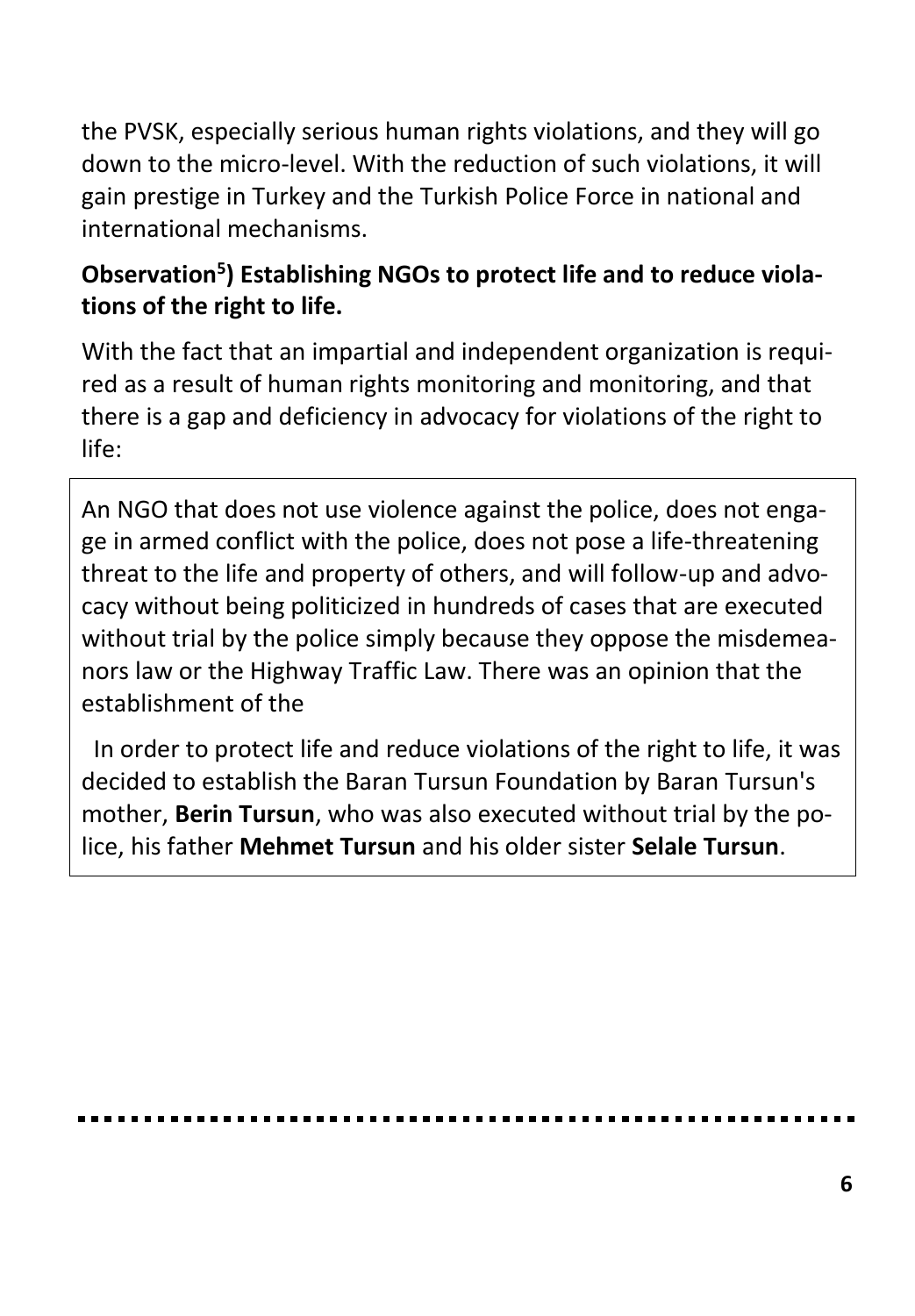the PVSK, especially serious human rights violations, and they will go down to the micro-level. With the reduction of such violations, it will gain prestige in Turkey and the Turkish Police Force in national and international mechanisms.

**Observation[5]) Establishing NGOs to protect life and to reduce violations of the right to life.**

With the fact that an impartial and independent organization is required as a result of human rights monitoring and monitoring, and that there is a gap and deficiency in advocacy for violations of the right to life:

An NGO that does not use violence against the police, does not engage in armed conflict with the police, does not pose a life-threatening threat to the life and property of others, and will follow-up and advocacy without being politicized in hundreds of cases that are executed without trial by the police simply because they oppose the misdemeanors law or the Highway Traffic Law. There was an opinion that the establishment of the

In order to protect life and reduce violations of the right to life, it was decided to establish the Baran Tursun Foundation by Baran Tursun's mother, **Berin Tursun**, who was also executed without trial by the police, his father **Mehmet Tursun** and his older sister **Selale Tursun**.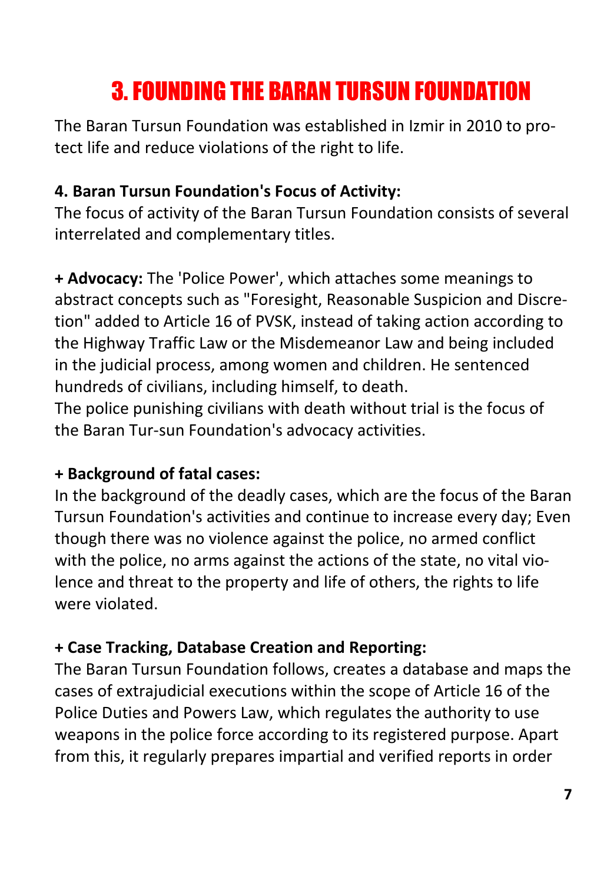# 3. FOUNDING THE BARAN TURSUN FOUNDATION

The Baran Tursun Foundation was established in Izmir in 2010 to protect life and reduce violations of the right to life.

**4. Baran Tursun Foundation's Focus of Activity:**
The focus of activity of the Baran Tursun Foundation consists of several interrelated and complementary titles.

**+ Advocacy:** The 'Police Power', which attaches some meanings to abstract concepts such as "Foresight, Reasonable Suspicion and Discretion" added to Article 16 of PVSK, instead of taking action according to the Highway Traffic Law or the Misdemeanor Law and being included in the judicial process, among women and children. He sentenced hundreds of civilians, including himself, to death.
The police punishing civilians with death without trial is the focus of the Baran Tur-sun Foundation's advocacy activities.

**+ Background of fatal cases:**
In the background of the deadly cases, which are the focus of the Baran Tursun Foundation's activities and continue to increase every day; Even though there was no violence against the police, no armed conflict with the police, no arms against the actions of the state, no vital violence and threat to the property and life of others, the rights to life were violated.

**+ Case Tracking, Database Creation and Reporting:**
The Baran Tursun Foundation follows, creates a database and maps the cases of extrajudicial executions within the scope of Article 16 of the Police Duties and Powers Law, which regulates the authority to use weapons in the police force according to its registered purpose. Apart from this, it regularly prepares impartial and verified reports in order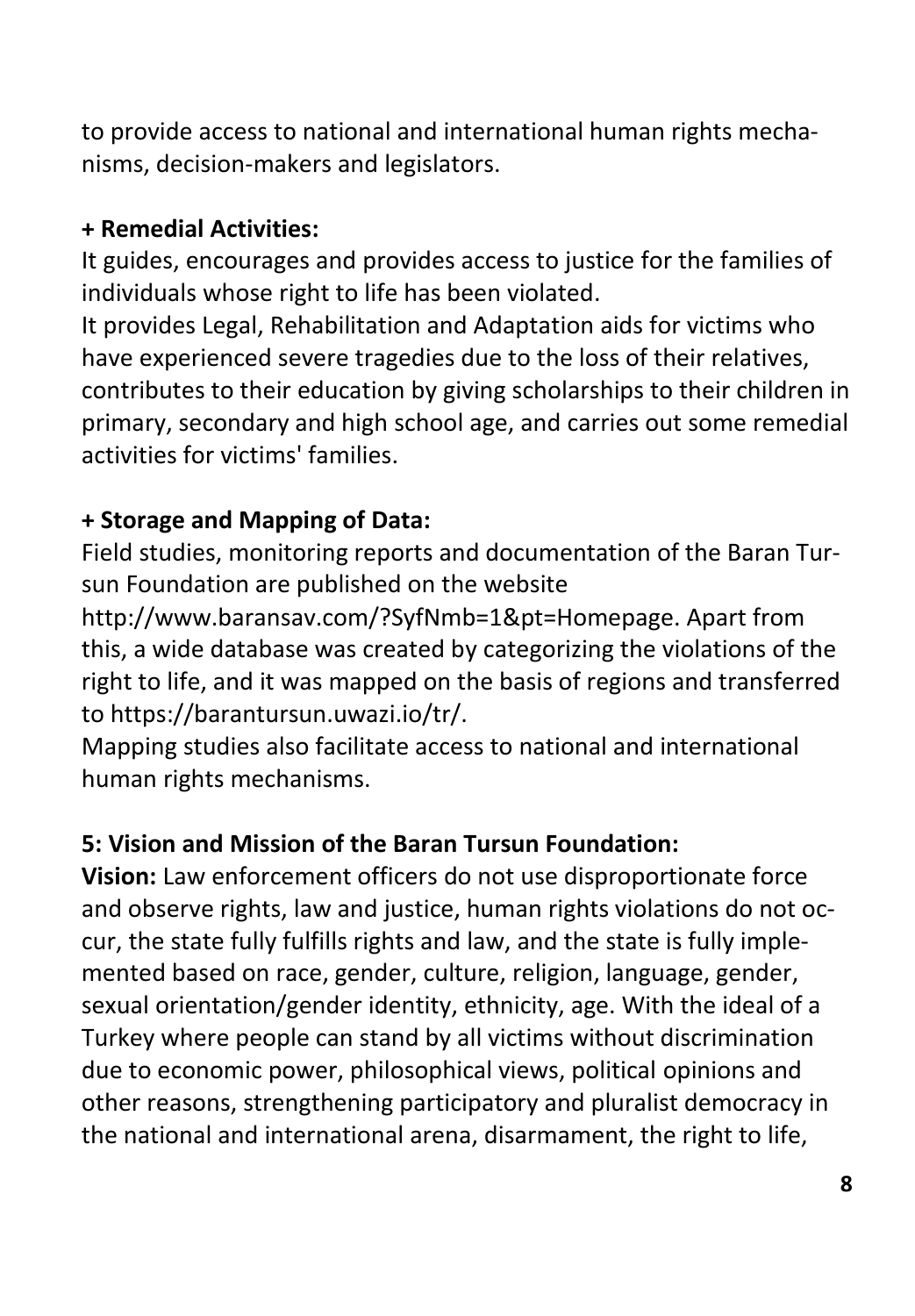to provide access to national and international human rights mechanisms, decision-makers and legislators.

**+ Remedial Activities:**

It guides, encourages and provides access to justice for the families of individuals whose right to life has been violated.

It provides Legal, Rehabilitation and Adaptation aids for victims who have experienced severe tragedies due to the loss of their relatives, contributes to their education by giving scholarships to their children in primary, secondary and high school age, and carries out some remedial activities for victims' families.

**+ Storage and Mapping of Data:**

Field studies, monitoring reports and documentation of the Baran Tursun Foundation are published on the website http://www.baransav.com/?SyfNmb=1&pt=Homepage. Apart from this, a wide database was created by categorizing the violations of the right to life, and it was mapped on the basis of regions and transferred to https://barantursun.uwazi.io/tr/.

Mapping studies also facilitate access to national and international human rights mechanisms.

**5: Vision and Mission of the Baran Tursun Foundation:**

**Vision:** Law enforcement officers do not use disproportionate force and observe rights, law and justice, human rights violations do not occur, the state fully fulfills rights and law, and the state is fully implemented based on race, gender, culture, religion, language, gender, sexual orientation/gender identity, ethnicity, age. With the ideal of a Turkey where people can stand by all victims without discrimination due to economic power, philosophical views, political opinions and other reasons, strengthening participatory and pluralist democracy in the national and international arena, disarmament, the right to life,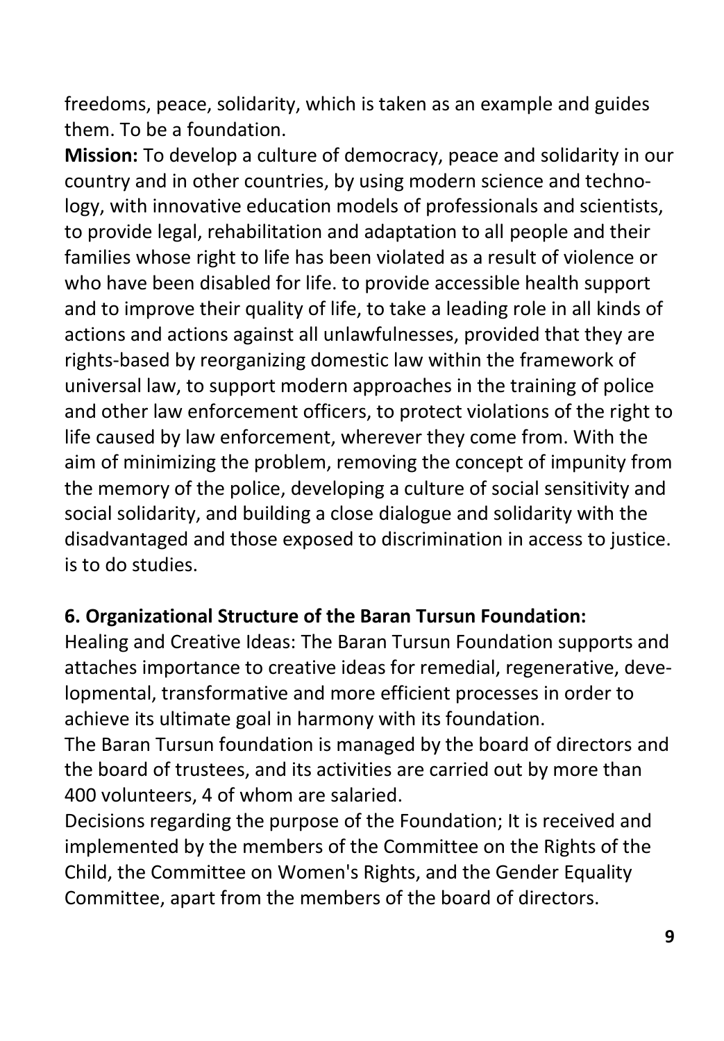freedoms, peace, solidarity, which is taken as an example and guides them. To be a foundation.

**Mission:** To develop a culture of democracy, peace and solidarity in our country and in other countries, by using modern science and technology, with innovative education models of professionals and scientists, to provide legal, rehabilitation and adaptation to all people and their families whose right to life has been violated as a result of violence or who have been disabled for life. to provide accessible health support and to improve their quality of life, to take a leading role in all kinds of actions and actions against all unlawfulnesses, provided that they are rights-based by reorganizing domestic law within the framework of universal law, to support modern approaches in the training of police and other law enforcement officers, to protect violations of the right to life caused by law enforcement, wherever they come from. With the aim of minimizing the problem, removing the concept of impunity from the memory of the police, developing a culture of social sensitivity and social solidarity, and building a close dialogue and solidarity with the disadvantaged and those exposed to discrimination in access to justice. is to do studies.

## 6. Organizational Structure of the Baran Tursun Foundation:

Healing and Creative Ideas: The Baran Tursun Foundation supports and attaches importance to creative ideas for remedial, regenerative, developmental, transformative and more efficient processes in order to achieve its ultimate goal in harmony with its foundation.

The Baran Tursun foundation is managed by the board of directors and the board of trustees, and its activities are carried out by more than 400 volunteers, 4 of whom are salaried.

Decisions regarding the purpose of the Foundation; It is received and implemented by the members of the Committee on the Rights of the Child, the Committee on Women's Rights, and the Gender Equality Committee, apart from the members of the board of directors.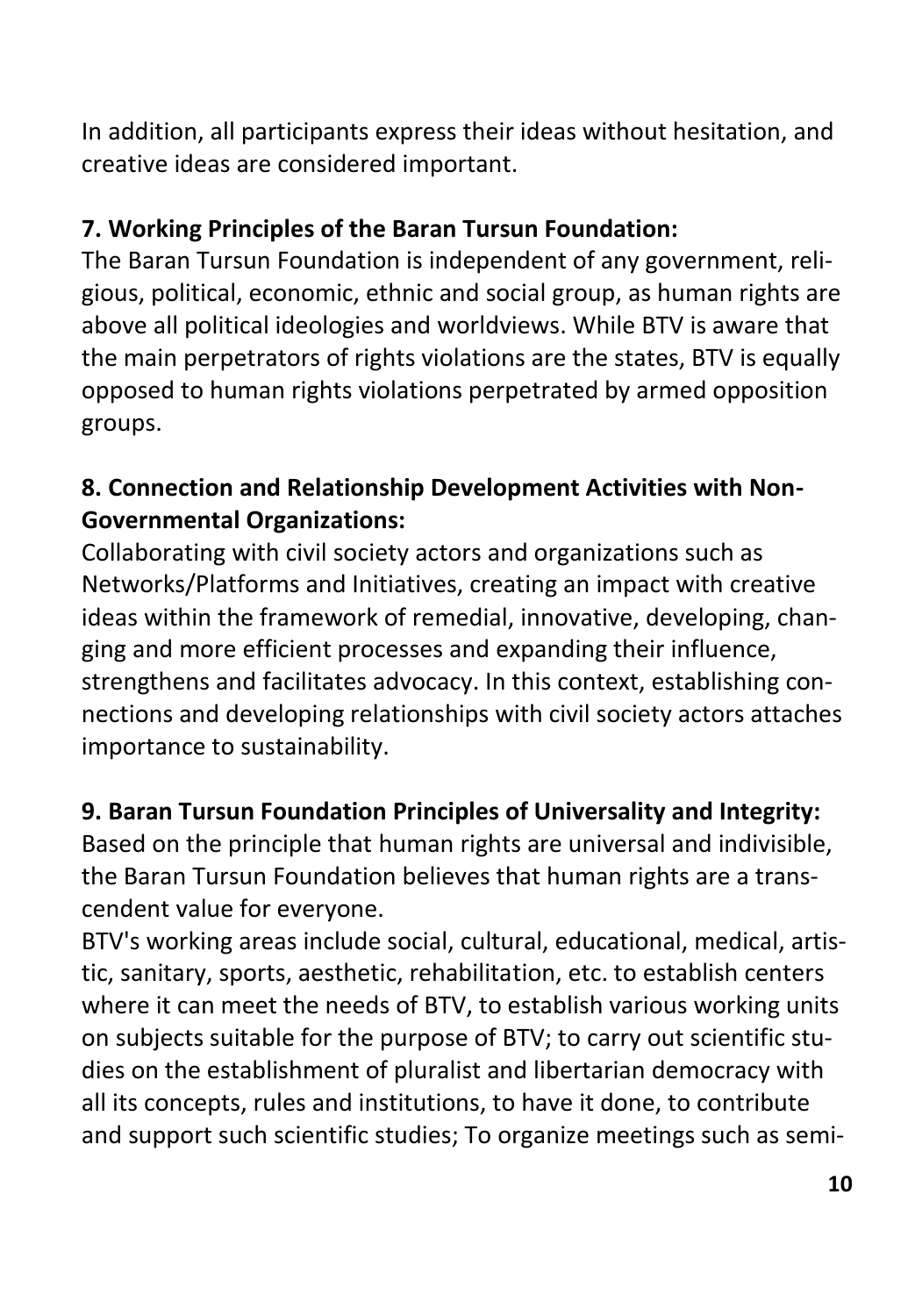In addition, all participants express their ideas without hesitation, and creative ideas are considered important.

**7. Working Principles of the Baran Tursun Foundation:**

The Baran Tursun Foundation is independent of any government, religious, political, economic, ethnic and social group, as human rights are above all political ideologies and worldviews. While BTV is aware that the main perpetrators of rights violations are the states, BTV is equally opposed to human rights violations perpetrated by armed opposition groups.

**8. Connection and Relationship Development Activities with Non-Governmental Organizations:**

Collaborating with civil society actors and organizations such as Networks/Platforms and Initiatives, creating an impact with creative ideas within the framework of remedial, innovative, developing, changing and more efficient processes and expanding their influence, strengthens and facilitates advocacy. In this context, establishing connections and developing relationships with civil society actors attaches importance to sustainability.

**9. Baran Tursun Foundation Principles of Universality and Integrity:**

Based on the principle that human rights are universal and indivisible, the Baran Tursun Foundation believes that human rights are a transcendent value for everyone.

BTV's working areas include social, cultural, educational, medical, artistic, sanitary, sports, aesthetic, rehabilitation, etc. to establish centers where it can meet the needs of BTV, to establish various working units on subjects suitable for the purpose of BTV; to carry out scientific studies on the establishment of pluralist and libertarian democracy with all its concepts, rules and institutions, to have it done, to contribute and support such scientific studies; To organize meetings such as semi-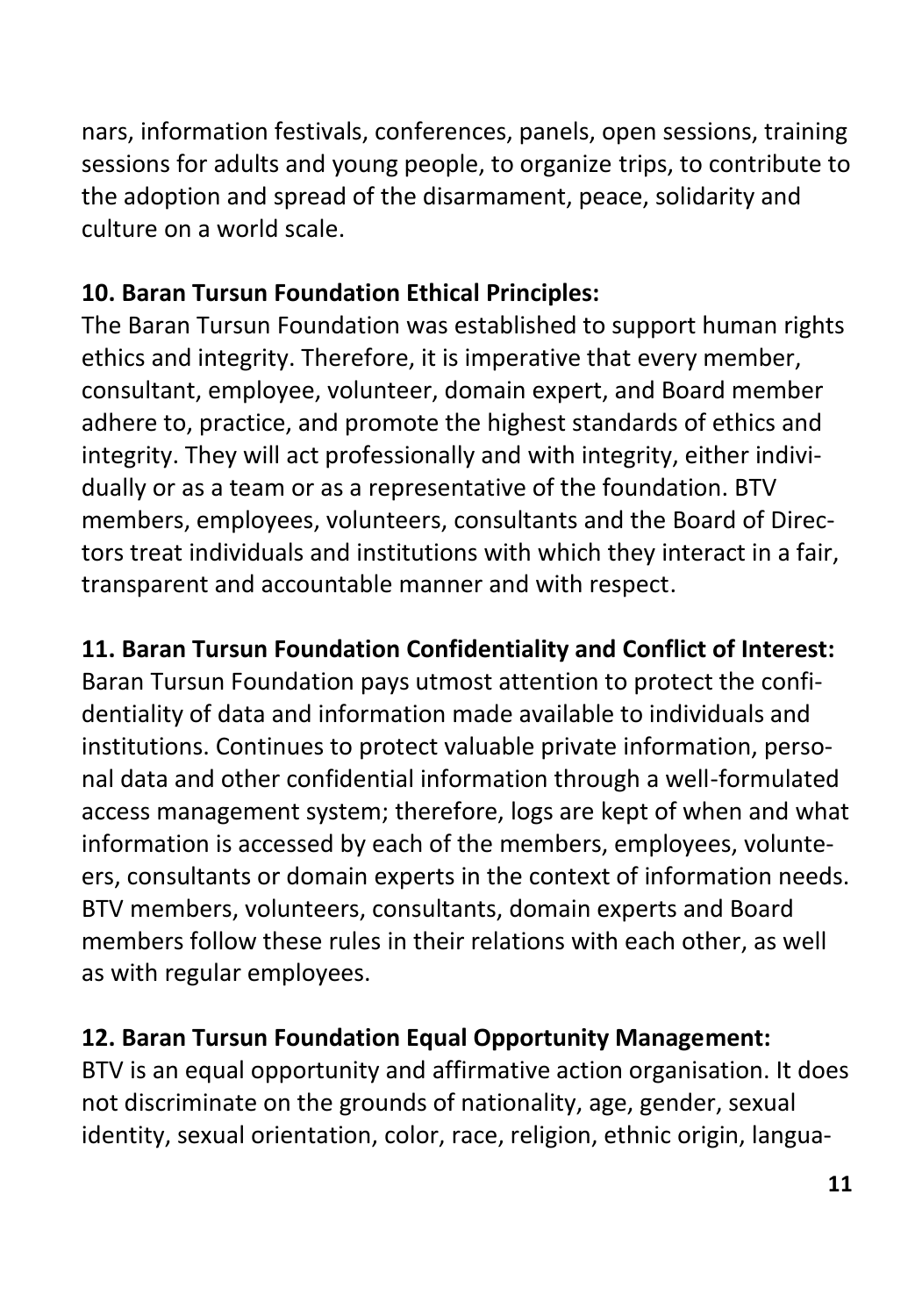nars, information festivals, conferences, panels, open sessions, training sessions for adults and young people, to organize trips, to contribute to the adoption and spread of the disarmament, peace, solidarity and culture on a world scale.

**10. Baran Tursun Foundation Ethical Principles:**
The Baran Tursun Foundation was established to support human rights ethics and integrity. Therefore, it is imperative that every member, consultant, employee, volunteer, domain expert, and Board member adhere to, practice, and promote the highest standards of ethics and integrity. They will act professionally and with integrity, either individually or as a team or as a representative of the foundation. BTV members, employees, volunteers, consultants and the Board of Directors treat individuals and institutions with which they interact in a fair, transparent and accountable manner and with respect.

**11. Baran Tursun Foundation Confidentiality and Conflict of Interest:**
Baran Tursun Foundation pays utmost attention to protect the confidentiality of data and information made available to individuals and institutions. Continues to protect valuable private information, personal data and other confidential information through a well-formulated access management system; therefore, logs are kept of when and what information is accessed by each of the members, employees, volunteers, consultants or domain experts in the context of information needs. BTV members, volunteers, consultants, domain experts and Board members follow these rules in their relations with each other, as well as with regular employees.

**12. Baran Tursun Foundation Equal Opportunity Management:**
BTV is an equal opportunity and affirmative action organisation. It does not discriminate on the grounds of nationality, age, gender, sexual identity, sexual orientation, color, race, religion, ethnic origin, langua-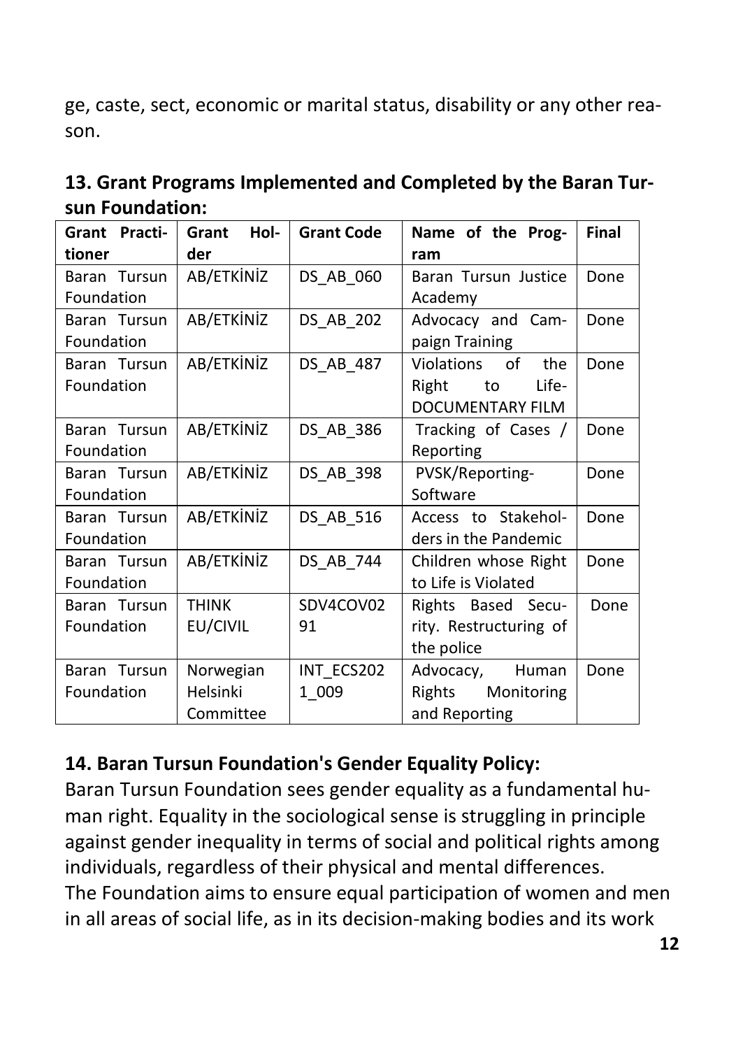ge, caste, sect, economic or marital status, disability or any other reason.

## 13. Grant Programs Implemented and Completed by the Baran Tursun Foundation:

| Grant Practitioner | Grant Holder | Grant Code | Name of the Program | Final |
|---|---|---|---|---|
| Baran Tursun Foundation | AB/ETKİNİZ | DS_AB_060 | Baran Tursun Justice Academy | Done |
| Baran Tursun Foundation | AB/ETKİNİZ | DS_AB_202 | Advocacy and Campaign Training | Done |
| Baran Tursun Foundation | AB/ETKİNİZ | DS_AB_487 | Violations of the Right to Life-DOCUMENTARY FILM | Done |
| Baran Tursun Foundation | AB/ETKİNİZ | DS_AB_386 | Tracking of Cases / Reporting | Done |
| Baran Tursun Foundation | AB/ETKİNİZ | DS_AB_398 | PVSK/Reporting-Software | Done |
| Baran Tursun Foundation | AB/ETKİNİZ | DS_AB_516 | Access to Stakeholders in the Pandemic | Done |
| Baran Tursun Foundation | AB/ETKİNİZ | DS_AB_744 | Children whose Right to Life is Violated | Done |
| Baran Tursun Foundation | THINK EU/CIVIL | SDV4COV0291 | Rights Based Security. Restructuring of the police | Done |
| Baran Tursun Foundation | Norwegian Helsinki Committee | INT_ECS2021_009 | Advocacy, Human Rights Monitoring and Reporting | Done |

## 14. Baran Tursun Foundation's Gender Equality Policy:

Baran Tursun Foundation sees gender equality as a fundamental human right. Equality in the sociological sense is struggling in principle against gender inequality in terms of social and political rights among individuals, regardless of their physical and mental differences.
The Foundation aims to ensure equal participation of women and men in all areas of social life, as in its decision-making bodies and its work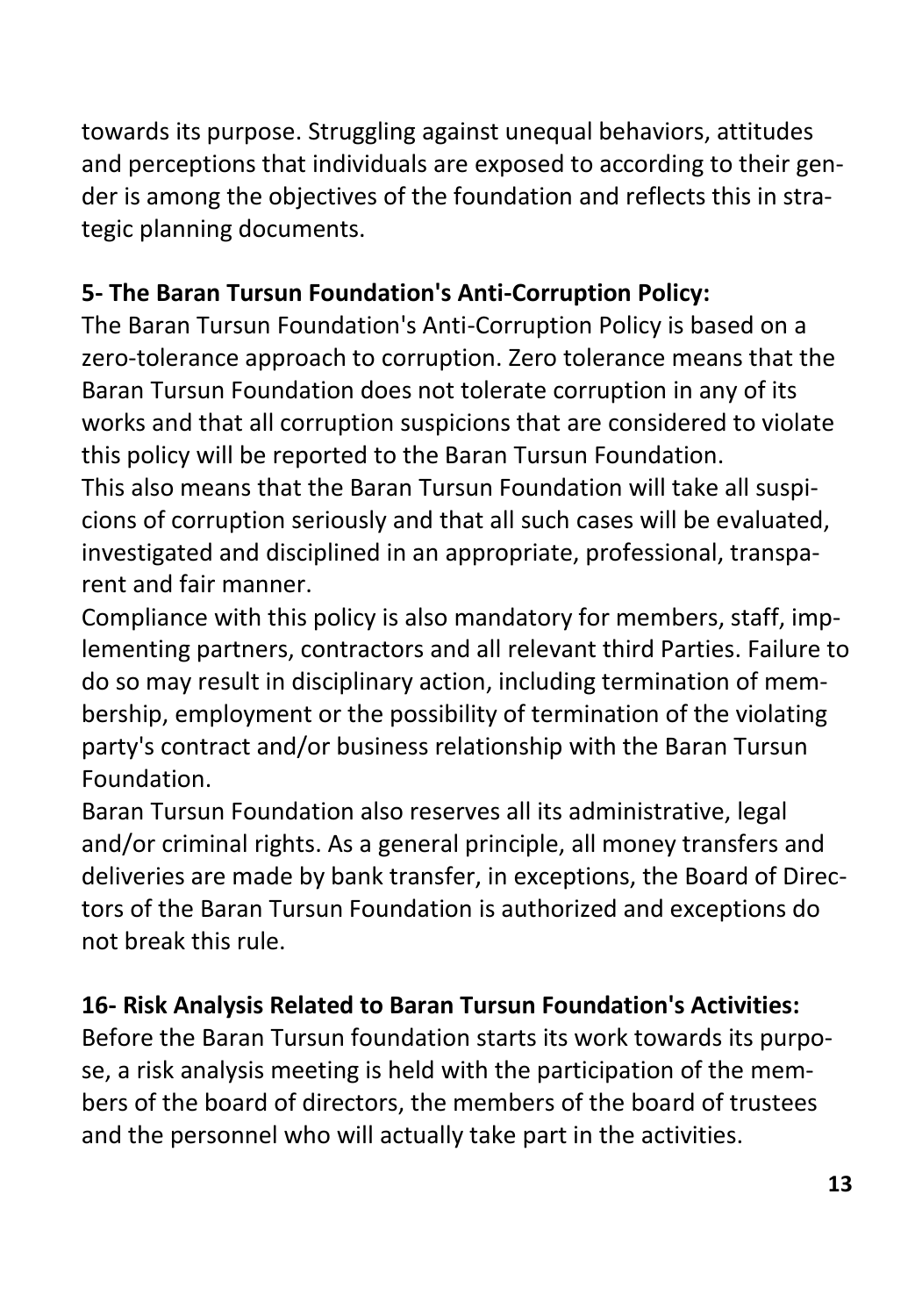towards its purpose. Struggling against unequal behaviors, attitudes and perceptions that individuals are exposed to according to their gender is among the objectives of the foundation and reflects this in strategic planning documents.

**5- The Baran Tursun Foundation's Anti-Corruption Policy:**

The Baran Tursun Foundation's Anti-Corruption Policy is based on a zero-tolerance approach to corruption. Zero tolerance means that the Baran Tursun Foundation does not tolerate corruption in any of its works and that all corruption suspicions that are considered to violate this policy will be reported to the Baran Tursun Foundation.

This also means that the Baran Tursun Foundation will take all suspicions of corruption seriously and that all such cases will be evaluated, investigated and disciplined in an appropriate, professional, transparent and fair manner.

Compliance with this policy is also mandatory for members, staff, implementing partners, contractors and all relevant third Parties. Failure to do so may result in disciplinary action, including termination of membership, employment or the possibility of termination of the violating party's contract and/or business relationship with the Baran Tursun Foundation.

Baran Tursun Foundation also reserves all its administrative, legal and/or criminal rights. As a general principle, all money transfers and deliveries are made by bank transfer, in exceptions, the Board of Directors of the Baran Tursun Foundation is authorized and exceptions do not break this rule.

**16- Risk Analysis Related to Baran Tursun Foundation's Activities:**

Before the Baran Tursun foundation starts its work towards its purpose, a risk analysis meeting is held with the participation of the members of the board of directors, the members of the board of trustees and the personnel who will actually take part in the activities.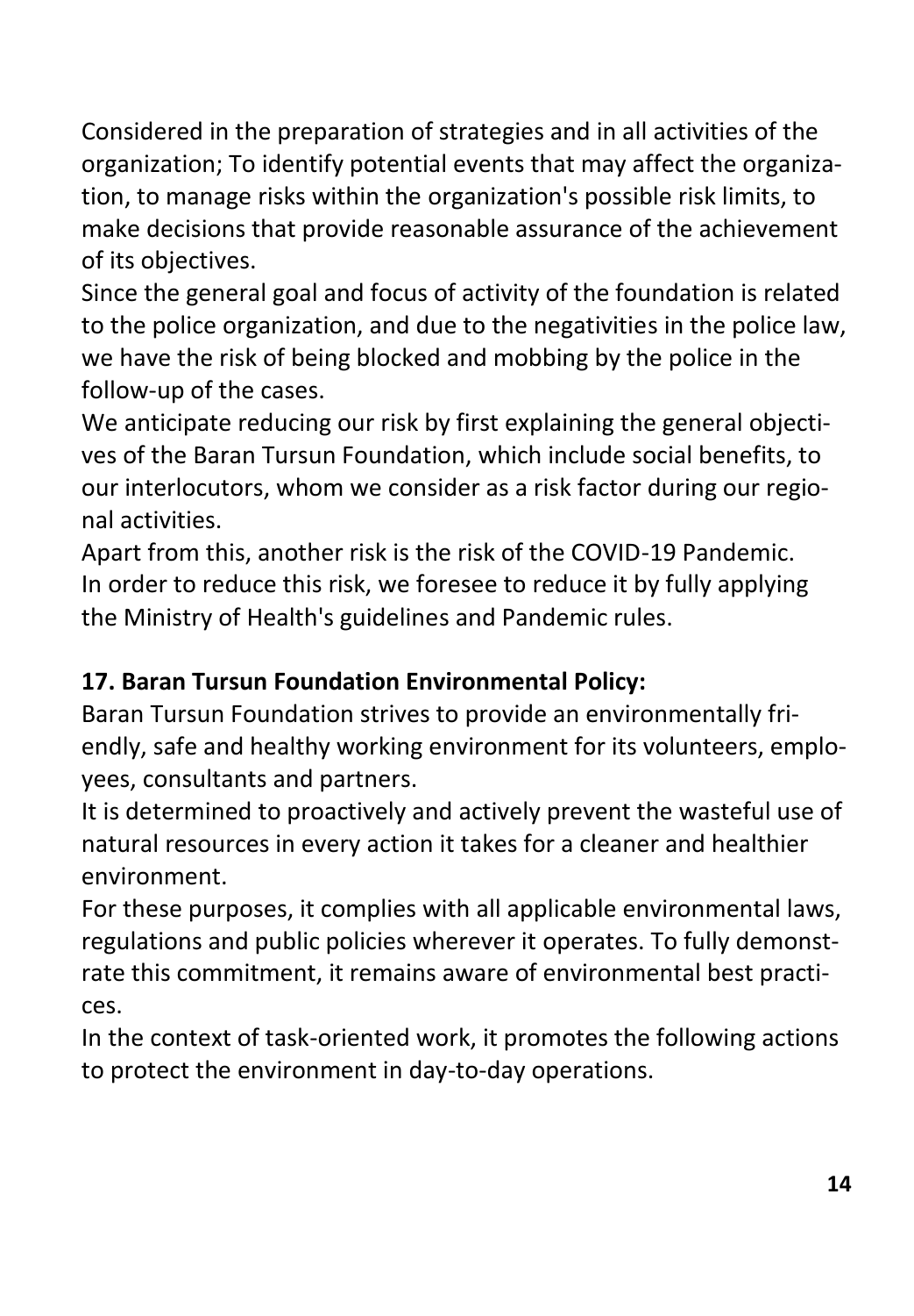Considered in the preparation of strategies and in all activities of the organization; To identify potential events that may affect the organization, to manage risks within the organization's possible risk limits, to make decisions that provide reasonable assurance of the achievement of its objectives.
Since the general goal and focus of activity of the foundation is related to the police organization, and due to the negativities in the police law, we have the risk of being blocked and mobbing by the police in the follow-up of the cases.
We anticipate reducing our risk by first explaining the general objectives of the Baran Tursun Foundation, which include social benefits, to our interlocutors, whom we consider as a risk factor during our regional activities.
Apart from this, another risk is the risk of the COVID-19 Pandemic. In order to reduce this risk, we foresee to reduce it by fully applying the Ministry of Health's guidelines and Pandemic rules.

**17. Baran Tursun Foundation Environmental Policy:**

Baran Tursun Foundation strives to provide an environmentally friendly, safe and healthy working environment for its volunteers, employees, consultants and partners.
It is determined to proactively and actively prevent the wasteful use of natural resources in every action it takes for a cleaner and healthier environment.
For these purposes, it complies with all applicable environmental laws, regulations and public policies wherever it operates. To fully demonstrate this commitment, it remains aware of environmental best practices.
In the context of task-oriented work, it promotes the following actions to protect the environment in day-to-day operations.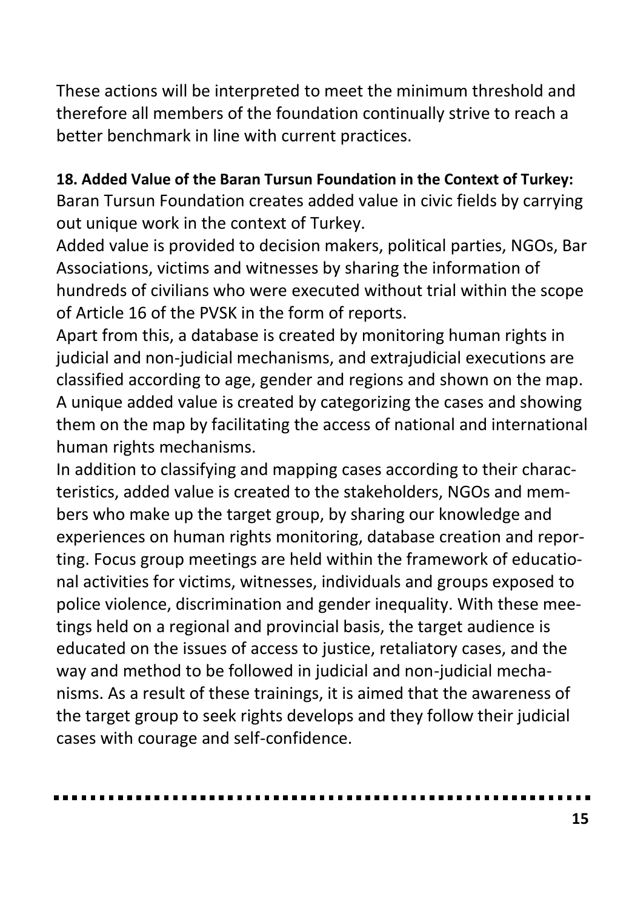These actions will be interpreted to meet the minimum threshold and therefore all members of the foundation continually strive to reach a better benchmark in line with current practices.

**18. Added Value of the Baran Tursun Foundation in the Context of Turkey:** Baran Tursun Foundation creates added value in civic fields by carrying out unique work in the context of Turkey.

Added value is provided to decision makers, political parties, NGOs, Bar Associations, victims and witnesses by sharing the information of hundreds of civilians who were executed without trial within the scope of Article 16 of the PVSK in the form of reports.

Apart from this, a database is created by monitoring human rights in judicial and non-judicial mechanisms, and extrajudicial executions are classified according to age, gender and regions and shown on the map. A unique added value is created by categorizing the cases and showing them on the map by facilitating the access of national and international human rights mechanisms.

In addition to classifying and mapping cases according to their characteristics, added value is created to the stakeholders, NGOs and members who make up the target group, by sharing our knowledge and experiences on human rights monitoring, database creation and reporting. Focus group meetings are held within the framework of educational activities for victims, witnesses, individuals and groups exposed to police violence, discrimination and gender inequality. With these meetings held on a regional and provincial basis, the target audience is educated on the issues of access to justice, retaliatory cases, and the way and method to be followed in judicial and non-judicial mechanisms. As a result of these trainings, it is aimed that the awareness of the target group to seek rights develops and they follow their judicial cases with courage and self-confidence.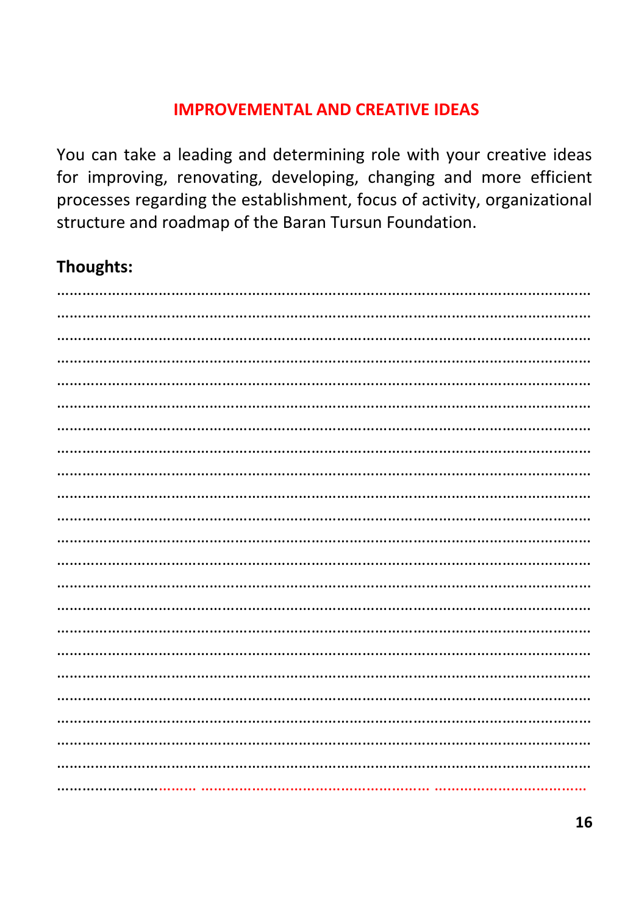## IMPROVEMENTAL AND CREATIVE IDEAS

You can take a leading and determining role with your creative ideas for improving, renovating, developing, changing and more efficient processes regarding the establishment, focus of activity, organizational structure and roadmap of the Baran Tursun Foundation.

**Thoughts:**

……………………………………………………………………………………………………………………
……………………………………………………………………………………………………………………
……………………………………………………………………………………………………………………
……………………………………………………………………………………………………………………
……………………………………………………………………………………………………………………
……………………………………………………………………………………………………………………
……………………………………………………………………………………………………………………
……………………………………………………………………………………………………………………
……………………………………………………………………………………………………………………
……………………………………………………………………………………………………………………
……………………………………………………………………………………………………………………
……………………………………………………………………………………………………………………
……………………………………………………………………………………………………………………
……………………………………………………………………………………………………………………
……………………………………………………………………………………………………………………
……………………………………………………………………………………………………………………
……………………………………………………………………………………………………………………
……………………………………………………………………………………………………………………
……………………………………………………………………………………………………………………
……………………………………………………………………………………………………………………
……………………………………………………………………………………………………………………
……………………………………………………………………………………………………………………
……………………………… …………………………………………………… ……………………………………